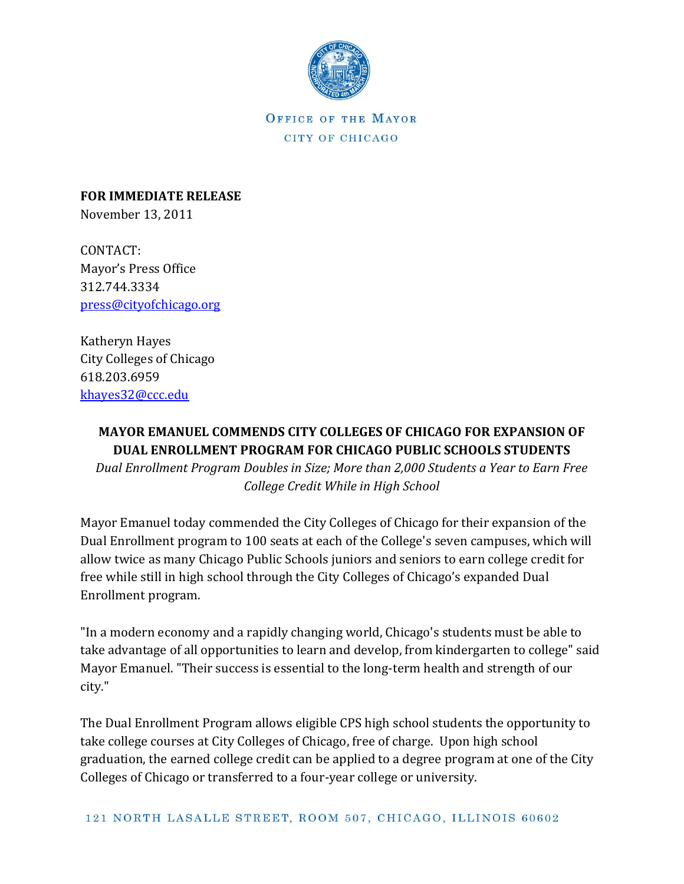OFFICE OF THE MAYOR
CITY OF CHICAGO

**FOR IMMEDIATE RELEASE**
November 13, 2011

CONTACT:
Mayor's Press Office
312.744.3334
press@cityofchicago.org

Katheryn Hayes
City Colleges of Chicago
618.203.6959
khayes32@ccc.edu

**MAYOR EMANUEL COMMENDS CITY COLLEGES OF CHICAGO FOR EXPANSION OF DUAL ENROLLMENT PROGRAM FOR CHICAGO PUBLIC SCHOOLS STUDENTS**

*Dual Enrollment Program Doubles in Size; More than 2,000 Students a Year to Earn Free College Credit While in High School*

Mayor Emanuel today commended the City Colleges of Chicago for their expansion of the Dual Enrollment program to 100 seats at each of the College's seven campuses, which will allow twice as many Chicago Public Schools juniors and seniors to earn college credit for free while still in high school through the City Colleges of Chicago's expanded Dual Enrollment program.

"In a modern economy and a rapidly changing world, Chicago's students must be able to take advantage of all opportunities to learn and develop, from kindergarten to college" said Mayor Emanuel. "Their success is essential to the long-term health and strength of our city."

The Dual Enrollment Program allows eligible CPS high school students the opportunity to take college courses at City Colleges of Chicago, free of charge. Upon high school graduation, the earned college credit can be applied to a degree program at one of the City Colleges of Chicago or transferred to a four-year college or university.

121 NORTH LASALLE STREET, ROOM 507, CHICAGO, ILLINOIS 60602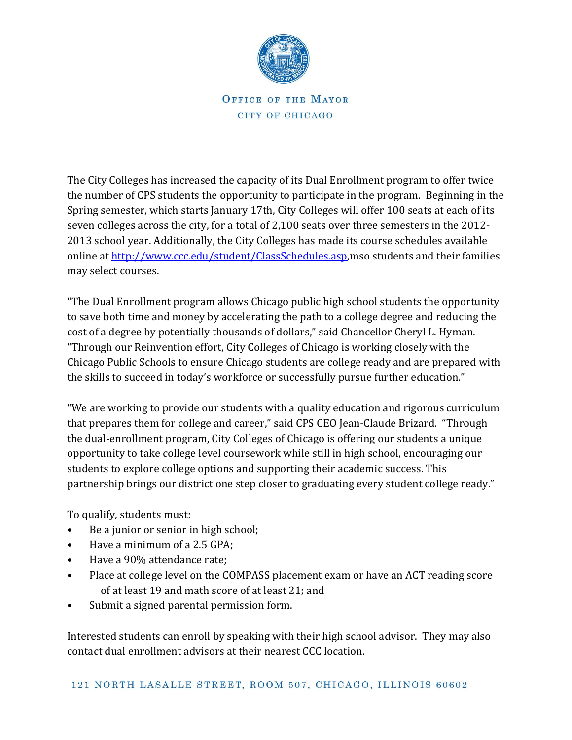OFFICE OF THE MAYOR

CITY OF CHICAGO

The City Colleges has increased the capacity of its Dual Enrollment program to offer twice the number of CPS students the opportunity to participate in the program. Beginning in the Spring semester, which starts January 17th, City Colleges will offer 100 seats at each of its seven colleges across the city, for a total of 2,100 seats over three semesters in the 2012-2013 school year. Additionally, the City Colleges has made its course schedules available online at http://www.ccc.edu/student/ClassSchedules.asp,mso students and their families may select courses.

"The Dual Enrollment program allows Chicago public high school students the opportunity to save both time and money by accelerating the path to a college degree and reducing the cost of a degree by potentially thousands of dollars," said Chancellor Cheryl L. Hyman. "Through our Reinvention effort, City Colleges of Chicago is working closely with the Chicago Public Schools to ensure Chicago students are college ready and are prepared with the skills to succeed in today's workforce or successfully pursue further education."

"We are working to provide our students with a quality education and rigorous curriculum that prepares them for college and career," said CPS CEO Jean-Claude Brizard. "Through the dual-enrollment program, City Colleges of Chicago is offering our students a unique opportunity to take college level coursework while still in high school, encouraging our students to explore college options and supporting their academic success. This partnership brings our district one step closer to graduating every student college ready."

To qualify, students must:

- Be a junior or senior in high school;
- Have a minimum of a 2.5 GPA;
- Have a 90% attendance rate;
- Place at college level on the COMPASS placement exam or have an ACT reading score of at least 19 and math score of at least 21; and
- Submit a signed parental permission form.

Interested students can enroll by speaking with their high school advisor. They may also contact dual enrollment advisors at their nearest CCC location.

121 NORTH LASALLE STREET, ROOM 507, CHICAGO, ILLINOIS 60602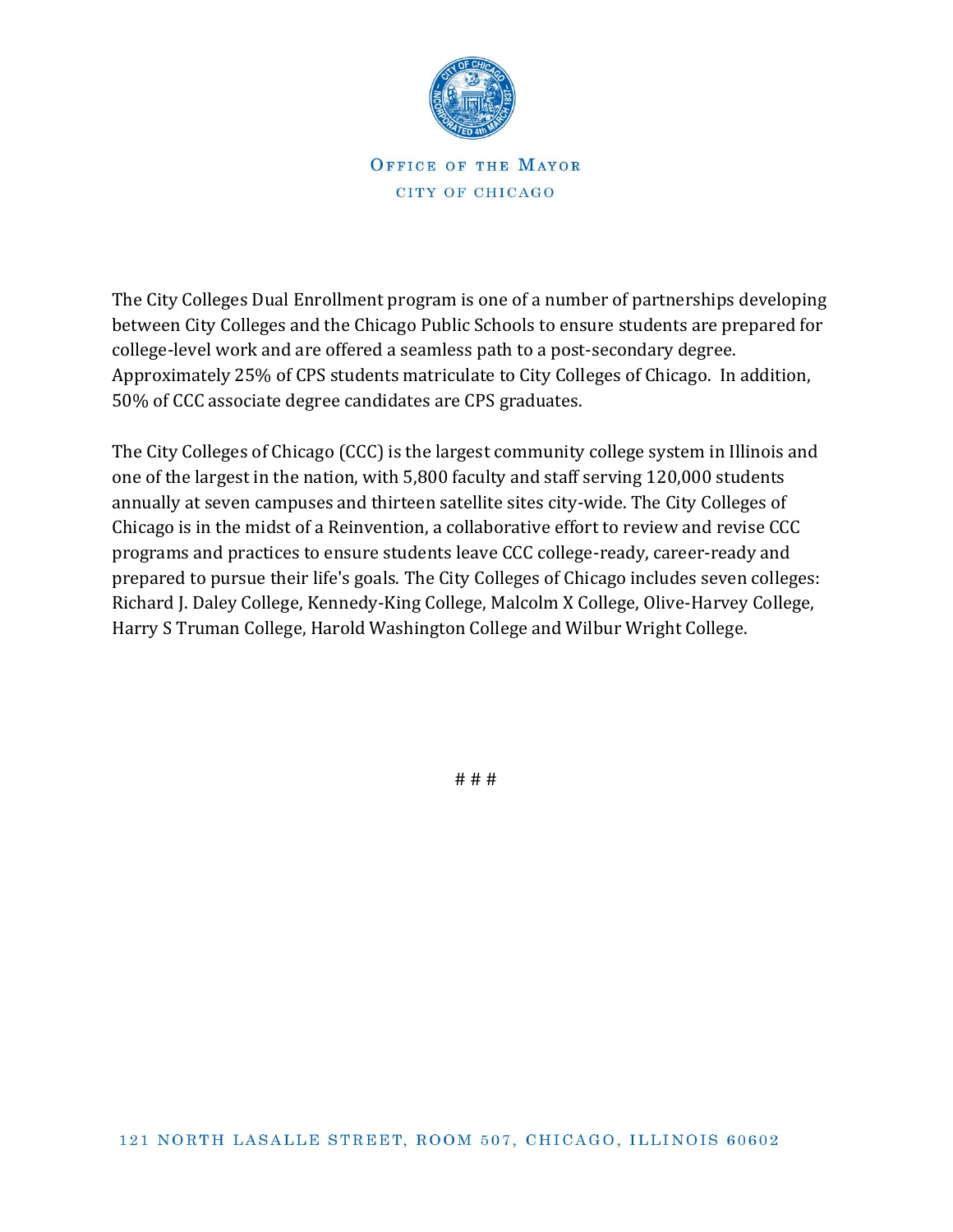OFFICE OF THE MAYOR

CITY OF CHICAGO

The City Colleges Dual Enrollment program is one of a number of partnerships developing between City Colleges and the Chicago Public Schools to ensure students are prepared for college-level work and are offered a seamless path to a post-secondary degree. Approximately 25% of CPS students matriculate to City Colleges of Chicago. In addition, 50% of CCC associate degree candidates are CPS graduates.

The City Colleges of Chicago (CCC) is the largest community college system in Illinois and one of the largest in the nation, with 5,800 faculty and staff serving 120,000 students annually at seven campuses and thirteen satellite sites city-wide. The City Colleges of Chicago is in the midst of a Reinvention, a collaborative effort to review and revise CCC programs and practices to ensure students leave CCC college-ready, career-ready and prepared to pursue their life's goals. The City Colleges of Chicago includes seven colleges: Richard J. Daley College, Kennedy-King College, Malcolm X College, Olive-Harvey College, Harry S Truman College, Harold Washington College and Wilbur Wright College.

# # #

121 NORTH LASALLE STREET, ROOM 507, CHICAGO, ILLINOIS 60602